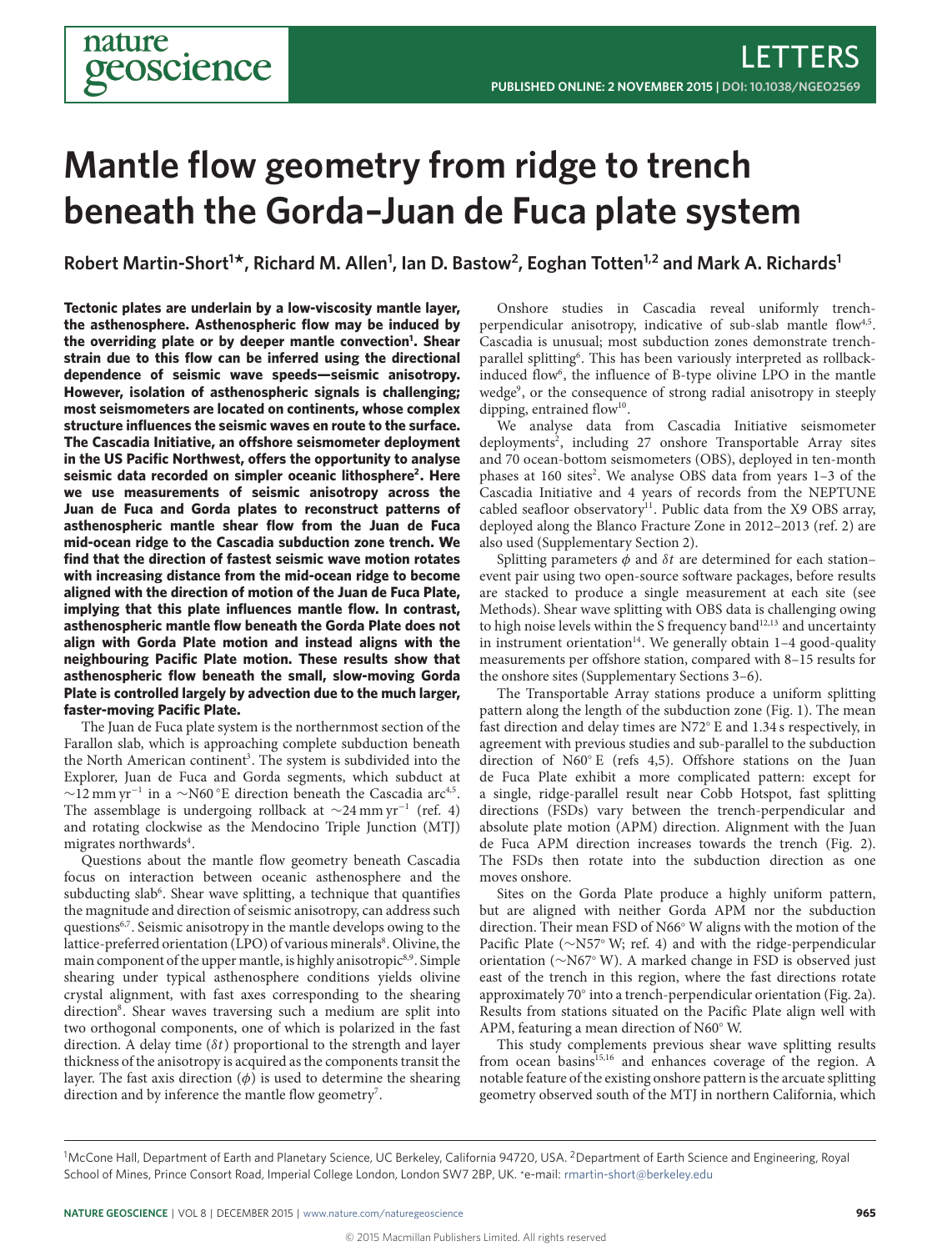# Mantle flow geometry from ridge to trench beneath the Gorda–Juan de Fuca plate system

**Robert Martin-Short[1*], Richard M. Allen[1], Ian D. Bastow[2], Eoghan Totten[1,2] and Mark A. Richards[1]**

**Tectonic plates are underlain by a low-viscosity mantle layer, the asthenosphere. Asthenospheric flow may be induced by the overriding plate or by deeper mantle convection[1]. Shear strain due to this flow can be inferred using the directional dependence of seismic wave speeds—seismic anisotropy. However, isolation of asthenospheric signals is challenging; most seismometers are located on continents, whose complex structure influences the seismic waves en route to the surface. The Cascadia Initiative, an offshore seismometer deployment in the US Pacific Northwest, offers the opportunity to analyse seismic data recorded on simpler oceanic lithosphere[2]. Here we use measurements of seismic anisotropy across the Juan de Fuca and Gorda plates to reconstruct patterns of asthenospheric mantle shear flow from the Juan de Fuca mid-ocean ridge to the Cascadia subduction zone trench. We find that the direction of fastest seismic wave motion rotates with increasing distance from the mid-ocean ridge to become aligned with the direction of motion of the Juan de Fuca Plate, implying that this plate influences mantle flow. In contrast, asthenospheric mantle flow beneath the Gorda Plate does not align with Gorda Plate motion and instead aligns with the neighbouring Pacific Plate motion. These results show that asthenospheric flow beneath the small, slow-moving Gorda Plate is controlled largely by advection due to the much larger, faster-moving Pacific Plate.**

The Juan de Fuca plate system is the northernmost section of the Farallon slab, which is approaching complete subduction beneath the North American continent[3]. The system is subdivided into the Explorer, Juan de Fuca and Gorda segments, which subduct at $\sim$12 mm yr$^{-1}$ in a $\sim$N60 °E direction beneath the Cascadia arc[4,5]. The assemblage is undergoing rollback at $\sim$24 mm yr$^{-1}$ (ref. 4) and rotating clockwise as the Mendocino Triple Junction (MTJ) migrates northwards[4].

Questions about the mantle flow geometry beneath Cascadia focus on interaction between oceanic asthenosphere and the subducting slab[6]. Shear wave splitting, a technique that quantifies the magnitude and direction of seismic anisotropy, can address such questions[6,7]. Seismic anisotropy in the mantle develops owing to the lattice-preferred orientation (LPO) of various minerals[8]. Olivine, the main component of the upper mantle, is highly anisotropic[8,9]. Simple shearing under typical asthenosphere conditions yields olivine crystal alignment, with fast axes corresponding to the shearing direction[8]. Shear waves traversing such a medium are split into two orthogonal components, one of which is polarized in the fast direction. A delay time ($\delta t$) proportional to the strength and layer thickness of the anisotropy is acquired as the components transit the layer. The fast axis direction ($\phi$) is used to determine the shearing direction and by inference the mantle flow geometry[7].

Onshore studies in Cascadia reveal uniformly trench-perpendicular anisotropy, indicative of sub-slab mantle flow[4,5]. Cascadia is unusual; most subduction zones demonstrate trench-parallel splitting[6]. This has been variously interpreted as rollback-induced flow[6], the influence of B-type olivine LPO in the mantle wedge[9], or the consequence of strong radial anisotropy in steeply dipping, entrained flow[10].

We analyse data from Cascadia Initiative seismometer deployments[2], including 27 onshore Transportable Array sites and 70 ocean-bottom seismometers (OBS), deployed in ten-month phases at 160 sites[2]. We analyse OBS data from years 1–3 of the Cascadia Initiative and 4 years of records from the NEPTUNE cabled seafloor observatory[11]. Public data from the X9 OBS array, deployed along the Blanco Fracture Zone in 2012–2013 (ref. 2) are also used (Supplementary Section 2).

Splitting parameters $\phi$ and $\delta t$ are determined for each station–event pair using two open-source software packages, before results are stacked to produce a single measurement at each site (see Methods). Shear wave splitting with OBS data is challenging owing to high noise levels within the S frequency band[12,13] and uncertainty in instrument orientation[14]. We generally obtain 1–4 good-quality measurements per offshore station, compared with 8–15 results for the onshore sites (Supplementary Sections 3–6).

The Transportable Array stations produce a uniform splitting pattern along the length of the subduction zone (Fig. 1). The mean fast direction and delay times are N72° E and 1.34 s respectively, in agreement with previous studies and sub-parallel to the subduction direction of N60° E (refs 4,5). Offshore stations on the Juan de Fuca Plate exhibit a more complicated pattern: except for a single, ridge-parallel result near Cobb Hotspot, fast splitting directions (FSDs) vary between the trench-perpendicular and absolute plate motion (APM) direction. Alignment with the Juan de Fuca APM direction increases towards the trench (Fig. 2). The FSDs then rotate into the subduction direction as one moves onshore.

Sites on the Gorda Plate produce a highly uniform pattern, but are aligned with neither Gorda APM nor the subduction direction. Their mean FSD of N66° W aligns with the motion of the Pacific Plate (~N57° W; ref. 4) and with the ridge-perpendicular orientation (~N67° W). A marked change in FSD is observed just east of the trench in this region, where the fast directions rotate approximately 70° into a trench-perpendicular orientation (Fig. 2a). Results from stations situated on the Pacific Plate align well with APM, featuring a mean direction of N60° W.

This study complements previous shear wave splitting results from ocean basins[15,16] and enhances coverage of the region. A notable feature of the existing onshore pattern is the arcuate splitting geometry observed south of the MTJ in northern California, which

[1]McCone Hall, Department of Earth and Planetary Science, UC Berkeley, California 94720, USA. [2]Department of Earth Science and Engineering, Royal School of Mines, Prince Consort Road, Imperial College London, London SW7 2BP, UK. *e-mail: rmartin-short@berkeley.edu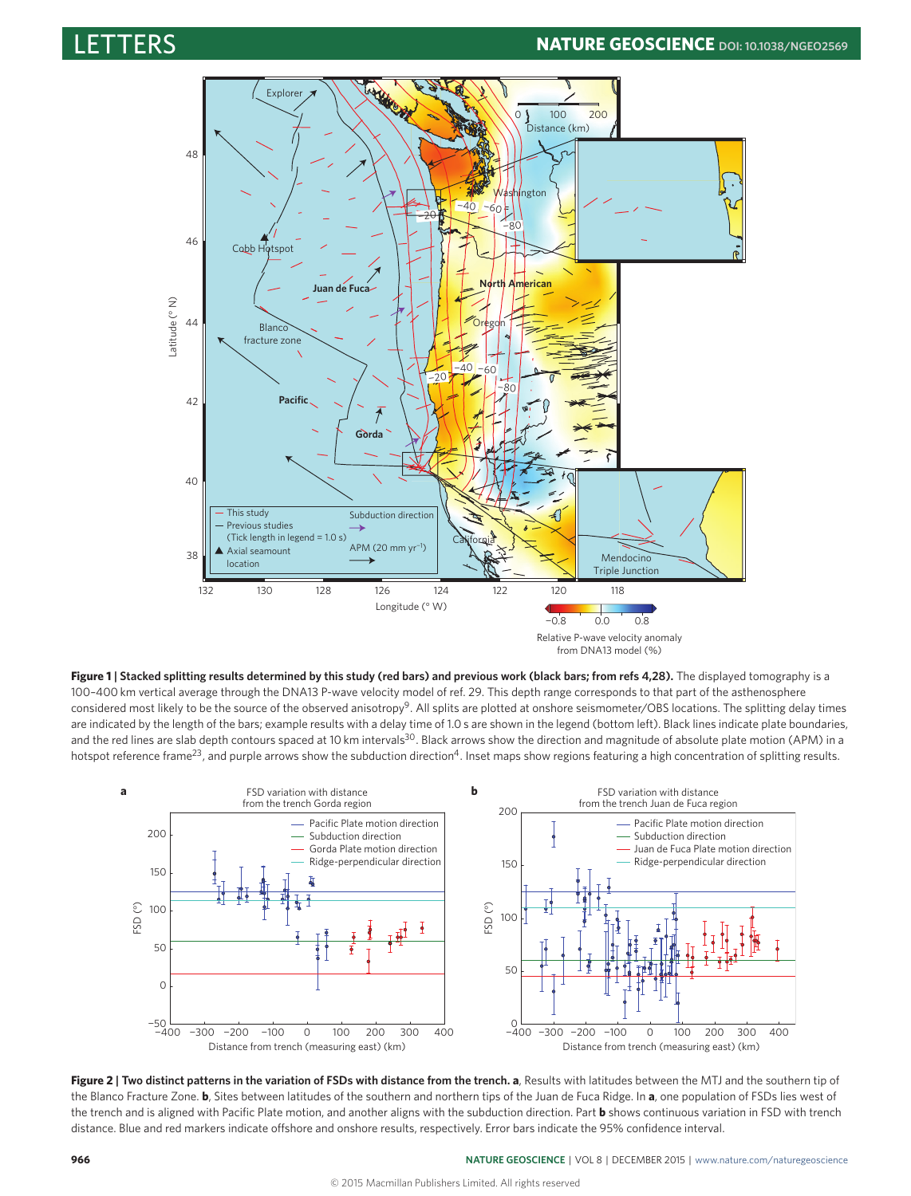**Figure 1 | Stacked splitting results determined by this study (red bars) and previous work (black bars; from refs 4,28).** The displayed tomography is a 100–400 km vertical average through the DNA13 P-wave velocity model of ref. 29. This depth range corresponds to that part of the asthenosphere considered most likely to be the source of the observed anisotropy[9]. All splits are plotted at onshore seismometer/OBS locations. The splitting delay times are indicated by the length of the bars; example results with a delay time of 1.0 s are shown in the legend (bottom left). Black lines indicate plate boundaries, and the red lines are slab depth contours spaced at 10 km intervals[30]. Black arrows show the direction and magnitude of absolute plate motion (APM) in a hotspot reference frame[23], and purple arrows show the subduction direction[4]. Inset maps show regions featuring a high concentration of splitting results.

**Figure 2 | Two distinct patterns in the variation of FSDs with distance from the trench. a**, Results with latitudes between the MTJ and the southern tip of the Blanco Fracture Zone. **b**, Sites between latitudes of the southern and northern tips of the Juan de Fuca Ridge. In **a**, one population of FSDs lies west of the trench and is aligned with Pacific Plate motion, and another aligns with the subduction direction. Part **b** shows continuous variation in FSD with trench distance. Blue and red markers indicate offshore and onshore results, respectively. Error bars indicate the 95% confidence interval.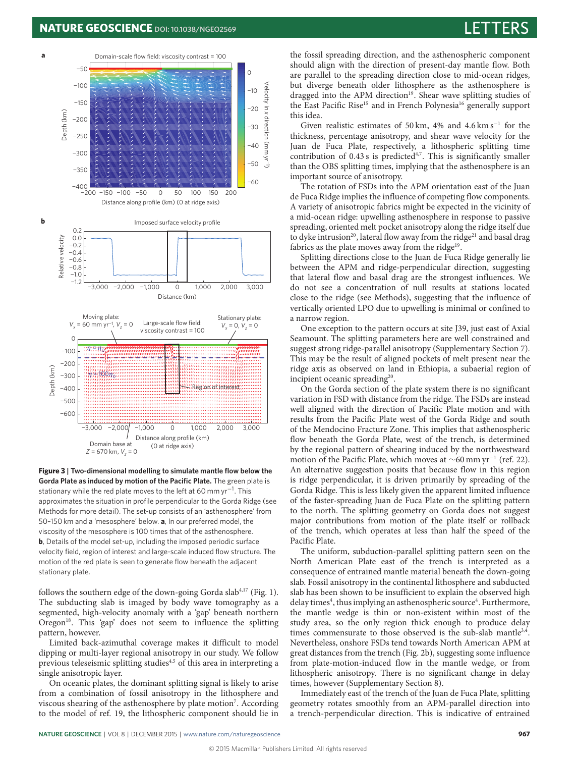**Figure 3 | Two-dimensional modelling to simulate mantle flow below the Gorda Plate as induced by motion of the Pacific Plate.** The green plate is stationary while the red plate moves to the left at 60 mm yr$^{-1}$. This approximates the situation in profile perpendicular to the Gorda Ridge (see Methods for more detail). The set-up consists of an 'asthenosphere' from 50–150 km and a 'mesosphere' below. **a**, In our preferred model, the viscosity of the mesosphere is 100 times that of the asthenosphere. **b**, Details of the model set-up, including the imposed periodic surface velocity field, region of interest and large-scale induced flow structure. The motion of the red plate is seen to generate flow beneath the adjacent stationary plate.

follows the southern edge of the down-going Gorda slab[4,17] (Fig. 1). The subducting slab is imaged by body wave tomography as a segmented, high-velocity anomaly with a 'gap' beneath northern Oregon[18]. This 'gap' does not seem to influence the splitting pattern, however.

Limited back-azimuthal coverage makes it difficult to model dipping or multi-layer regional anisotropy in our study. We follow previous teleseismic splitting studies[4,5] of this area in interpreting a single anisotropic layer.

On oceanic plates, the dominant splitting signal is likely to arise from a combination of fossil anisotropy in the lithosphere and viscous shearing of the asthenosphere by plate motion[7]. According to the model of ref. 19, the lithospheric component should lie in the fossil spreading direction, and the asthenospheric component should align with the direction of present-day mantle flow. Both are parallel to the spreading direction close to mid-ocean ridges, but diverge beneath older lithosphere as the asthenosphere is dragged into the APM direction[19]. Shear wave splitting studies of the East Pacific Rise[15] and in French Polynesia[16] generally support this idea.

Given realistic estimates of 50 km, 4% and 4.6 km s$^{-1}$ for the thickness, percentage anisotropy, and shear wave velocity for the Juan de Fuca Plate, respectively, a lithospheric splitting time contribution of 0.43 s is predicted[4,7]. This is significantly smaller than the OBS splitting times, implying that the asthenosphere is an important source of anisotropy.

The rotation of FSDs into the APM orientation east of the Juan de Fuca Ridge implies the influence of competing flow components. A variety of anisotropic fabrics might be expected in the vicinity of a mid-ocean ridge: upwelling asthenosphere in response to passive spreading, oriented melt pocket anisotropy along the ridge itself due to dyke intrusion[20], lateral flow away from the ridge[21] and basal drag fabrics as the plate moves away from the ridge[19].

Splitting directions close to the Juan de Fuca Ridge generally lie between the APM and ridge-perpendicular direction, suggesting that lateral flow and basal drag are the strongest influences. We do not see a concentration of null results at stations located close to the ridge (see Methods), suggesting that the influence of vertically oriented LPO due to upwelling is minimal or confined to a narrow region.

One exception to the pattern occurs at site J39, just east of Axial Seamount. The splitting parameters here are well constrained and suggest strong ridge-parallel anisotropy (Supplementary Section 7). This may be the result of aligned pockets of melt present near the ridge axis as observed on land in Ethiopia, a subaerial region of incipient oceanic spreading[20].

On the Gorda section of the plate system there is no significant variation in FSD with distance from the ridge. The FSDs are instead well aligned with the direction of Pacific Plate motion and with results from the Pacific Plate west of the Gorda Ridge and south of the Mendocino Fracture Zone. This implies that asthenospheric flow beneath the Gorda Plate, west of the trench, is determined by the regional pattern of shearing induced by the northwestward motion of the Pacific Plate, which moves at ~60 mm yr$^{-1}$ (ref. 22). An alternative suggestion posits that because flow in this region is ridge perpendicular, it is driven primarily by spreading of the Gorda Ridge. This is less likely given the apparent limited influence of the faster-spreading Juan de Fuca Plate on the splitting pattern to the north. The splitting geometry on Gorda does not suggest major contributions from motion of the plate itself or rollback of the trench, which operates at less than half the speed of the Pacific Plate.

The uniform, subduction-parallel splitting pattern seen on the North American Plate east of the trench is interpreted as a consequence of entrained mantle material beneath the down-going slab. Fossil anisotropy in the continental lithosphere and subducted slab has been shown to be insufficient to explain the observed high delay times[4], thus implying an asthenospheric source[4]. Furthermore, the mantle wedge is thin or non-existent within most of the study area, so the only region thick enough to produce delay times commensurate to those observed is the sub-slab mantle[3,4]. Nevertheless, onshore FSDs tend towards North American APM at great distances from the trench (Fig. 2b), suggesting some influence from plate-motion-induced flow in the mantle wedge, or from lithospheric anisotropy. There is no significant change in delay times, however (Supplementary Section 8).

Immediately east of the trench of the Juan de Fuca Plate, splitting geometry rotates smoothly from an APM-parallel direction into a trench-perpendicular direction. This is indicative of entrained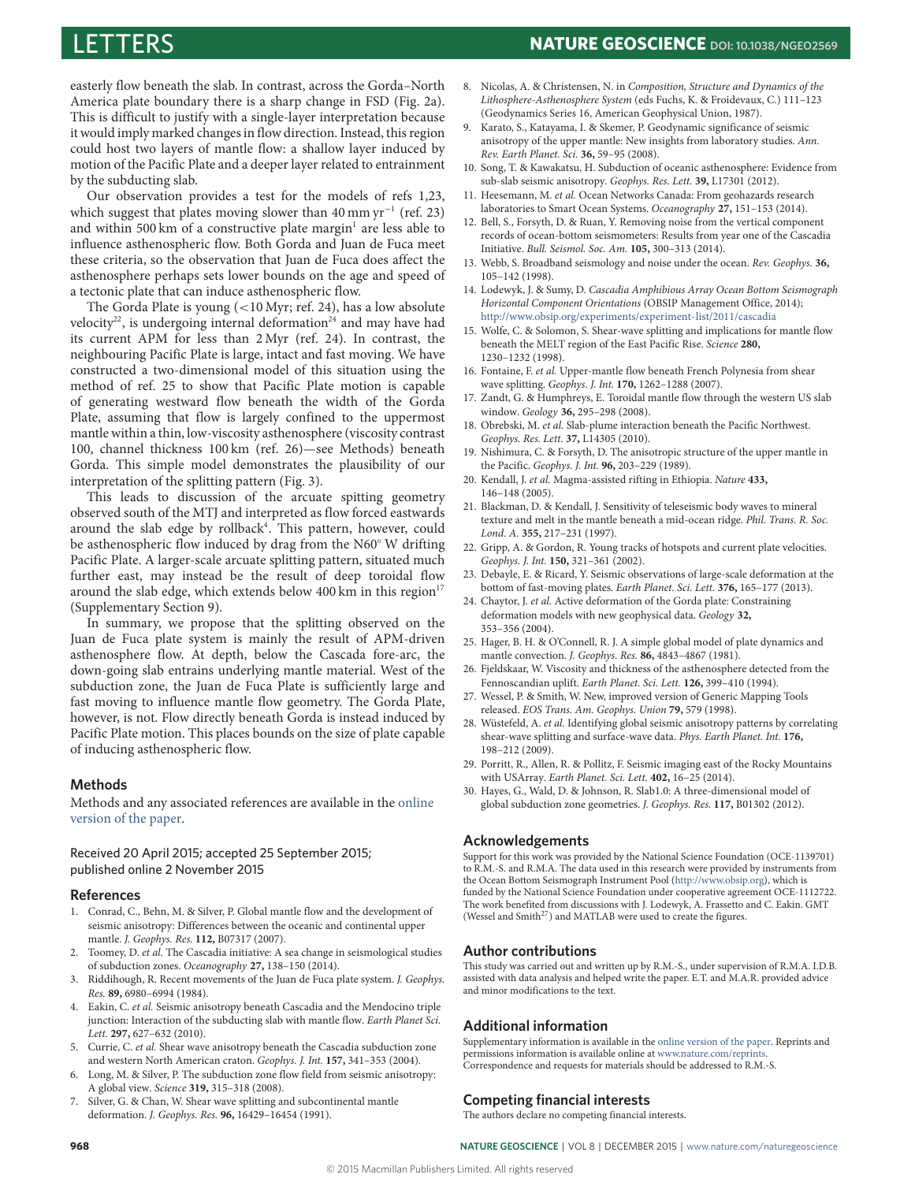easterly flow beneath the slab. In contrast, across the Gorda–North America plate boundary there is a sharp change in FSD (Fig. 2a). This is difficult to justify with a single-layer interpretation because it would imply marked changes in flow direction. Instead, this region could host two layers of mantle flow: a shallow layer induced by motion of the Pacific Plate and a deeper layer related to entrainment by the subducting slab.

Our observation provides a test for the models of refs 1,23, which suggest that plates moving slower than 40 mm yr$^{-1}$ (ref. 23) and within 500 km of a constructive plate margin[1] are less able to influence asthenospheric flow. Both Gorda and Juan de Fuca meet these criteria, so the observation that Juan de Fuca does affect the asthenosphere perhaps sets lower bounds on the age and speed of a tectonic plate that can induce asthenospheric flow.

The Gorda Plate is young (<10 Myr; ref. 24), has a low absolute velocity[22], is undergoing internal deformation[24] and may have had its current APM for less than 2 Myr (ref. 24). In contrast, the neighbouring Pacific Plate is large, intact and fast moving. We have constructed a two-dimensional model of this situation using the method of ref. 25 to show that Pacific Plate motion is capable of generating westward flow beneath the width of the Gorda Plate, assuming that flow is largely confined to the uppermost mantle within a thin, low-viscosity asthenosphere (viscosity contrast 100, channel thickness 100 km (ref. 26)—see Methods) beneath Gorda. This simple model demonstrates the plausibility of our interpretation of the splitting pattern (Fig. 3).

This leads to discussion of the arcuate spitting geometry observed south of the MTJ and interpreted as flow forced eastwards around the slab edge by rollback[4]. This pattern, however, could be asthenospheric flow induced by drag from the N60° W drifting Pacific Plate. A larger-scale arcuate splitting pattern, situated much further east, may instead be the result of deep toroidal flow around the slab edge, which extends below 400 km in this region[17] (Supplementary Section 9).

In summary, we propose that the splitting observed on the Juan de Fuca plate system is mainly the result of APM-driven asthenosphere flow. At depth, below the Cascada fore-arc, the down-going slab entrains underlying mantle material. West of the subduction zone, the Juan de Fuca Plate is sufficiently large and fast moving to influence mantle flow geometry. The Gorda Plate, however, is not. Flow directly beneath Gorda is instead induced by Pacific Plate motion. This places bounds on the size of plate capable of inducing asthenospheric flow.

## Methods

Methods and any associated references are available in the online version of the paper.

Received 20 April 2015; accepted 25 September 2015; published online 2 November 2015

## References

1. Conrad, C., Behn, M. & Silver, P. Global mantle flow and the development of seismic anisotropy: Differences between the oceanic and continental upper mantle. *J. Geophys. Res.* **112,** B07317 (2007).
2. Toomey, D. *et al.* The Cascadia initiative: A sea change in seismological studies of subduction zones. *Oceanography* **27,** 138–150 (2014).
3. Riddihough, R. Recent movements of the Juan de Fuca plate system. *J. Geophys. Res.* **89,** 6980–6994 (1984).
4. Eakin, C. *et al.* Seismic anisotropy beneath Cascadia and the Mendocino triple junction: Interaction of the subducting slab with mantle flow. *Earth Planet Sci. Lett.* **297,** 627–632 (2010).
5. Currie, C. *et al.* Shear wave anisotropy beneath the Cascadia subduction zone and western North American craton. *Geophys. J. Int.* **157,** 341–353 (2004).
6. Long, M. & Silver, P. The subduction zone flow field from seismic anisotropy: A global view. *Science* **319,** 315–318 (2008).
7. Silver, G. & Chan, W. Shear wave splitting and subcontinental mantle deformation. *J. Geophys. Res.* **96,** 16429–16454 (1991).
8. Nicolas, A. & Christensen, N. in *Composition, Structure and Dynamics of the Lithosphere-Asthenosphere System* (eds Fuchs, K. & Froidevaux, C.) 111–123 (Geodynamics Series 16, American Geophysical Union, 1987).
9. Karato, S., Katayama, I. & Skemer, P. Geodynamic significance of seismic anisotropy of the upper mantle: New insights from laboratory studies. *Ann. Rev. Earth Planet. Sci.* **36,** 59–95 (2008).
10. Song, T. & Kawakatsu, H. Subduction of oceanic asthenosphere: Evidence from sub-slab seismic anisotropy. *Geophys. Res. Lett.* **39,** L17301 (2012).
11. Heesemann, M. *et al.* Ocean Networks Canada: From geohazards research laboratories to Smart Ocean Systems. *Oceanography* **27,** 151–153 (2014).
12. Bell, S., Forsyth, D. & Ruan, Y. Removing noise from the vertical component records of ocean-bottom seismometers: Results from year one of the Cascadia Initiative. *Bull. Seismol. Soc. Am.* **105,** 300–313 (2014).
13. Webb, S. Broadband seismology and noise under the ocean. *Rev. Geophys.* **36,** 105–142 (1998).
14. Lodewyk, J. & Sumy, D. *Cascadia Amphibious Array Ocean Bottom Seismograph Horizontal Component Orientations* (OBSIP Management Office, 2014); http://www.obsip.org/experiments/experiment-list/2011/cascadia
15. Wolfe, C. & Solomon, S. Shear-wave splitting and implications for mantle flow beneath the MELT region of the East Pacific Rise. *Science* **280,** 1230–1232 (1998).
16. Fontaine, F. *et al.* Upper-mantle flow beneath French Polynesia from shear wave splitting. *Geophys. J. Int.* **170,** 1262–1288 (2007).
17. Zandt, G. & Humphreys, E. Toroidal mantle flow through the western US slab window. *Geology* **36,** 295–298 (2008).
18. Obrebski, M. *et al.* Slab-plume interaction beneath the Pacific Northwest. *Geophys. Res. Lett.* **37,** L14305 (2010).
19. Nishimura, C. & Forsyth, D. The anisotropic structure of the upper mantle in the Pacific. *Geophys. J. Int.* **96,** 203–229 (1989).
20. Kendall, J. *et al.* Magma-assisted rifting in Ethiopia. *Nature* **433,** 146–148 (2005).
21. Blackman, D. & Kendall, J. Sensitivity of teleseismic body waves to mineral texture and melt in the mantle beneath a mid-ocean ridge. *Phil. Trans. R. Soc. Lond. A.* **355,** 217–231 (1997).
22. Gripp, A. & Gordon, R. Young tracks of hotspots and current plate velocities. *Geophys. J. Int.* **150,** 321–361 (2002).
23. Debayle, E. & Ricard, Y. Seismic observations of large-scale deformation at the bottom of fast-moving plates. *Earth Planet. Sci. Lett.* **376,** 165–177 (2013).
24. Chaytor, J. *et al.* Active deformation of the Gorda plate: Constraining deformation models with new geophysical data. *Geology* **32,** 353–356 (2004).
25. Hager, B. H. & O'Connell, R. J. A simple global model of plate dynamics and mantle convection. *J. Geophys. Res.* **86,** 4843–4867 (1981).
26. Fjeldskaar, W. Viscosity and thickness of the asthenosphere detected from the Fennoscandian uplift. *Earth Planet. Sci. Lett.* **126,** 399–410 (1994).
27. Wessel, P. & Smith, W. New, improved version of Generic Mapping Tools released. *EOS Trans. Am. Geophys. Union* **79,** 579 (1998).
28. Wüstefeld, A. *et al.* Identifying global seismic anisotropy patterns by correlating shear-wave splitting and surface-wave data. *Phys. Earth Planet. Int.* **176,** 198–212 (2009).
29. Porritt, R., Allen, R. & Pollitz, F. Seismic imaging east of the Rocky Mountains with USArray. *Earth Planet. Sci. Lett.* **402,** 16–25 (2014).
30. Hayes, G., Wald, D. & Johnson, R. Slab1.0: A three-dimensional model of global subduction zone geometries. *J. Geophys. Res.* **117,** B01302 (2012).

## Acknowledgements

Support for this work was provided by the National Science Foundation (OCE-1139701) to R.M.-S. and R.M.A. The data used in this research were provided by instruments from the Ocean Bottom Seismograph Instrument Pool (http://www.obsip.org), which is funded by the National Science Foundation under cooperative agreement OCE-1112722. The work benefited from discussions with J. Lodewyk, A. Frassetto and C. Eakin. GMT (Wessel and Smith[27]) and MATLAB were used to create the figures.

## Author contributions

This study was carried out and written up by R.M.-S., under supervision of R.M.A. I.D.B. assisted with data analysis and helped write the paper. E.T. and M.A.R. provided advice and minor modifications to the text.

## Additional information

Supplementary information is available in the online version of the paper. Reprints and permissions information is available online at www.nature.com/reprints. Correspondence and requests for materials should be addressed to R.M.-S.

## Competing financial interests

The authors declare no competing financial interests.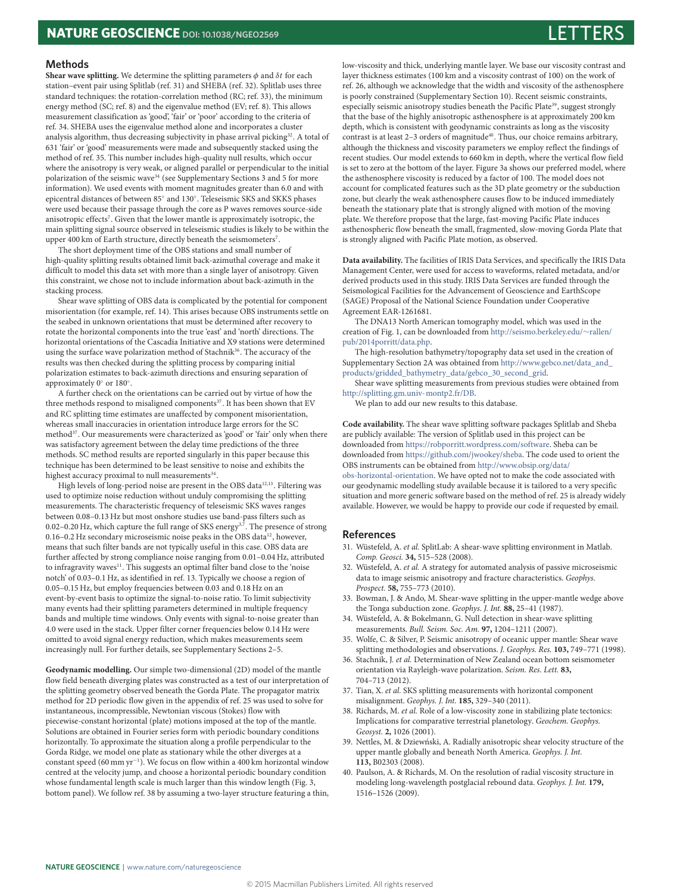## Methods

**Shear wave splitting.** We determine the splitting parameters $\phi$ and $\delta t$ for each station–event pair using Splitlab (ref. 31) and SHEBA (ref. 32). Splitlab uses three standard techniques: the rotation-correlation method (RC; ref. 33), the minimum energy method (SC; ref. 8) and the eigenvalue method (EV; ref. 8). This allows measurement classification as 'good', 'fair' or 'poor' according to the criteria of ref. 34. SHEBA uses the eigenvalue method alone and incorporates a cluster analysis algorithm, thus decreasing subjectivity in phase arrival picking[32]. A total of 631 'fair' or 'good' measurements were made and subsequently stacked using the method of ref. 35. This number includes high-quality null results, which occur where the anisotropy is very weak, or aligned parallel or perpendicular to the initial polarization of the seismic wave[34] (see Supplementary Sections 3 and 5 for more information). We used events with moment magnitudes greater than 6.0 and with epicentral distances of between 85° and 130°. Teleseismic SKS and SKKS phases were used because their passage through the core as P waves removes source-side anisotropic effects[7]. Given that the lower mantle is approximately isotropic, the main splitting signal source observed in teleseismic studies is likely to be within the upper 400 km of Earth structure, directly beneath the seismometers[7].

The short deployment time of the OBS stations and small number of high-quality splitting results obtained limit back-azimuthal coverage and make it difficult to model this data set with more than a single layer of anisotropy. Given this constraint, we chose not to include information about back-azimuth in the stacking process.

Shear wave splitting of OBS data is complicated by the potential for component misorientation (for example, ref. 14). This arises because OBS instruments settle on the seabed in unknown orientations that must be determined after recovery to rotate the horizontal components into the true 'east' and 'north' directions. The horizontal orientations of the Cascadia Initiative and X9 stations were determined using the surface wave polarization method of Stachnik[36]. The accuracy of the results was then checked during the splitting process by comparing initial polarization estimates to back-azimuth directions and ensuring separation of approximately 0° or 180°.

A further check on the orientations can be carried out by virtue of how the three methods respond to misaligned components[37]. It has been shown that EV and RC splitting time estimates are unaffected by component misorientation, whereas small inaccuracies in orientation introduce large errors for the SC method[37]. Our measurements were characterized as 'good' or 'fair' only when there was satisfactory agreement between the delay time predictions of the three methods. SC method results are reported singularly in this paper because this technique has been determined to be least sensitive to noise and exhibits the highest accuracy proximal to null measurements[34].

High levels of long-period noise are present in the OBS data[12,13]. Filtering was used to optimize noise reduction without unduly compromising the splitting measurements. The characteristic frequency of teleseismic SKS waves ranges between 0.08–0.13 Hz but most onshore studies use band-pass filters such as 0.02–0.20 Hz, which capture the full range of SKS energy[3,7]. The presence of strong 0.16–0.2 Hz secondary microseismic noise peaks in the OBS data[12], however, means that such filter bands are not typically useful in this case. OBS data are further affected by strong compliance noise ranging from 0.01–0.04 Hz, attributed to infragravity waves[11]. This suggests an optimal filter band close to the 'noise notch' of 0.03–0.1 Hz, as identified in ref. 13. Typically we choose a region of 0.05–0.15 Hz, but employ frequencies between 0.03 and 0.18 Hz on an event-by-event basis to optimize the signal-to-noise ratio. To limit subjectivity many events had their splitting parameters determined in multiple frequency bands and multiple time windows. Only events with signal-to-noise greater than 4.0 were used in the stack. Upper filter corner frequencies below 0.14 Hz were omitted to avoid signal energy reduction, which makes measurements seem increasingly null. For further details, see Supplementary Sections 2–5.

**Geodynamic modelling.** Our simple two-dimensional (2D) model of the mantle flow field beneath diverging plates was constructed as a test of our interpretation of the splitting geometry observed beneath the Gorda Plate. The propagator matrix method for 2D periodic flow given in the appendix of ref. 25 was used to solve for instantaneous, incompressible, Newtonian viscous (Stokes) flow with piecewise-constant horizontal (plate) motions imposed at the top of the mantle. Solutions are obtained in Fourier series form with periodic boundary conditions horizontally. To approximate the situation along a profile perpendicular to the Gorda Ridge, we model one plate as stationary while the other diverges at a constant speed (60 mm yr$^{-1}$). We focus on flow within a 400 km horizontal window centred at the velocity jump, and choose a horizontal periodic boundary condition whose fundamental length scale is much larger than this window length (Fig. 3, bottom panel). We follow ref. 38 by assuming a two-layer structure featuring a thin, low-viscosity and thick, underlying mantle layer. We base our viscosity contrast and layer thickness estimates (100 km and a viscosity contrast of 100) on the work of ref. 26, although we acknowledge that the width and viscosity of the asthenosphere is poorly constrained (Supplementary Section 10). Recent seismic constraints, especially seismic anisotropy studies beneath the Pacific Plate[39], suggest strongly that the base of the highly anisotropic asthenosphere is at approximately 200 km depth, which is consistent with geodynamic constraints as long as the viscosity contrast is at least 2–3 orders of magnitude[40]. Thus, our choice remains arbitrary, although the thickness and viscosity parameters we employ reflect the findings of recent studies. Our model extends to 660 km in depth, where the vertical flow field is set to zero at the bottom of the layer. Figure 3a shows our preferred model, where the asthenosphere viscosity is reduced by a factor of 100. The model does not account for complicated features such as the 3D plate geometry or the subduction zone, but clearly the weak asthenosphere causes flow to be induced immediately beneath the stationary plate that is strongly aligned with motion of the moving plate. We therefore propose that the large, fast-moving Pacific Plate induces asthenospheric flow beneath the small, fragmented, slow-moving Gorda Plate that is strongly aligned with Pacific Plate motion, as observed.

**Data availability.** The facilities of IRIS Data Services, and specifically the IRIS Data Management Center, were used for access to waveforms, related metadata, and/or derived products used in this study. IRIS Data Services are funded through the Seismological Facilities for the Advancement of Geoscience and EarthScope (SAGE) Proposal of the National Science Foundation under Cooperative Agreement EAR-1261681.

The DNA13 North American tomography model, which was used in the creation of Fig. 1, can be downloaded from http://seismo.berkeley.edu/~rallen/pub/2014porritt/data.php.

The high-resolution bathymetry/topography data set used in the creation of Supplementary Section 2A was obtained from http://www.gebco.net/data_and_products/gridded_bathymetry_data/gebco_30_second_grid.

Shear wave splitting measurements from previous studies were obtained from http://splitting.gm.univ-montp2.fr/DB.

We plan to add our new results to this database.

**Code availability.** The shear wave splitting software packages Splitlab and Sheba are publicly available: The version of Splitlab used in this project can be downloaded from https://robporritt.wordpress.com/software. Sheba can be downloaded from https://github.com/jwookey/sheba. The code used to orient the OBS instruments can be obtained from http://www.obsip.org/data/obs-horizontal-orientation. We have opted not to make the code associated with our geodynamic modelling study available because it is tailored to a very specific situation and more generic software based on the method of ref. 25 is already widely available. However, we would be happy to provide our code if requested by email.

## References

31. Wüstefeld, A. *et al.* SplitLab: A shear-wave splitting environment in Matlab. *Comp. Geosci.* **34,** 515–528 (2008).
32. Wüstefeld, A. *et al.* A strategy for automated analysis of passive microseismic data to image seismic anisotropy and fracture characteristics. *Geophys. Prospect.* **58,** 755–773 (2010).
33. Bowman, J. & Ando, M. Shear-wave splitting in the upper-mantle wedge above the Tonga subduction zone. *Geophys. J. Int.* **88,** 25–41 (1987).
34. Wüstefeld, A. & Bokelmann, G. Null detection in shear-wave splitting measurements. *Bull. Seism. Soc. Am.* **97,** 1204–1211 (2007).
35. Wolfe, C. & Silver, P. Seismic anisotropy of oceanic upper mantle: Shear wave splitting methodologies and observations. *J. Geophys. Res.* **103,** 749–771 (1998).
36. Stachnik, J. *et al.* Determination of New Zealand ocean bottom seismometer orientation via Rayleigh-wave polarization. *Seism. Res. Lett.* **83,** 704–713 (2012).
37. Tian, X. *et al.* SKS splitting measurements with horizontal component misalignment. *Geophys. J. Int.* **185,** 329–340 (2011).
38. Richards, M. *et al.* Role of a low-viscosity zone in stabilizing plate tectonics: Implications for comparative terrestrial planetology. *Geochem. Geophys. Geosyst.* **2,** 1026 (2001).
39. Nettles, M. & Dziewoński, A. Radially anisotropic shear velocity structure of the upper mantle globally and beneath North America. *Geophys. J. Int.* **113,** B02303 (2008).
40. Paulson, A. & Richards, M. On the resolution of radial viscosity structure in modeling long-wavelength postglacial rebound data. *Geophys. J. Int.* **179,** 1516–1526 (2009).